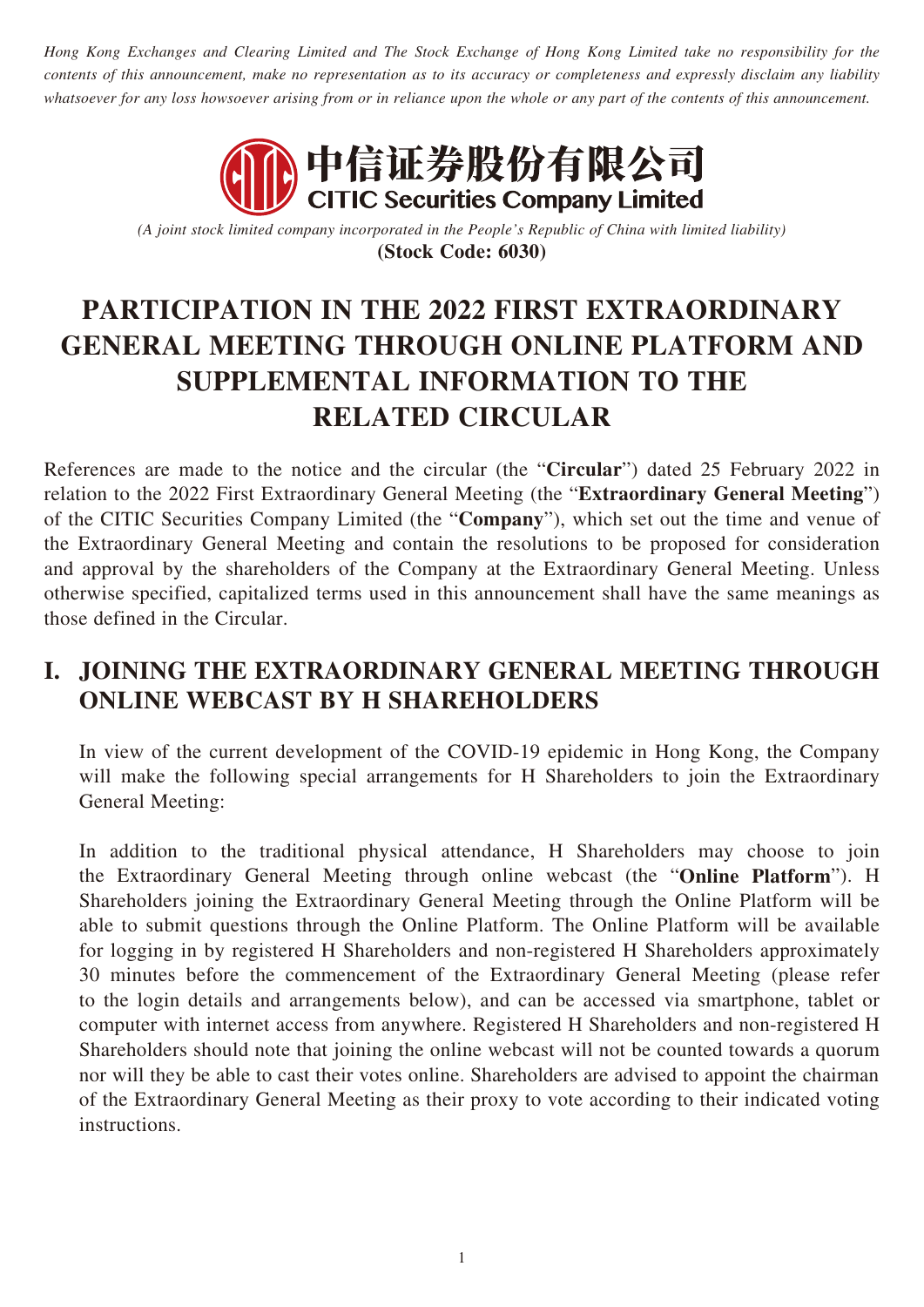*Hong Kong Exchanges and Clearing Limited and The Stock Exchange of Hong Kong Limited take no responsibility for the contents of this announcement, make no representation as to its accuracy or completeness and expressly disclaim any liability whatsoever for any loss howsoever arising from or in reliance upon the whole or any part of the contents of this announcement.*

中信证券股份有限公司
**CITIC Securities Company Limited**

*(A joint stock limited company incorporated in the People's Republic of China with limited liability)*
**(Stock Code: 6030)**

# PARTICIPATION IN THE 2022 FIRST EXTRAORDINARY GENERAL MEETING THROUGH ONLINE PLATFORM AND SUPPLEMENTAL INFORMATION TO THE RELATED CIRCULAR

References are made to the notice and the circular (the "**Circular**") dated 25 February 2022 in relation to the 2022 First Extraordinary General Meeting (the "**Extraordinary General Meeting**") of the CITIC Securities Company Limited (the "**Company**"), which set out the time and venue of the Extraordinary General Meeting and contain the resolutions to be proposed for consideration and approval by the shareholders of the Company at the Extraordinary General Meeting. Unless otherwise specified, capitalized terms used in this announcement shall have the same meanings as those defined in the Circular.

## I. JOINING THE EXTRAORDINARY GENERAL MEETING THROUGH ONLINE WEBCAST BY H SHAREHOLDERS

In view of the current development of the COVID-19 epidemic in Hong Kong, the Company will make the following special arrangements for H Shareholders to join the Extraordinary General Meeting:

In addition to the traditional physical attendance, H Shareholders may choose to join the Extraordinary General Meeting through online webcast (the "**Online Platform**"). H Shareholders joining the Extraordinary General Meeting through the Online Platform will be able to submit questions through the Online Platform. The Online Platform will be available for logging in by registered H Shareholders and non-registered H Shareholders approximately 30 minutes before the commencement of the Extraordinary General Meeting (please refer to the login details and arrangements below), and can be accessed via smartphone, tablet or computer with internet access from anywhere. Registered H Shareholders and non-registered H Shareholders should note that joining the online webcast will not be counted towards a quorum nor will they be able to cast their votes online. Shareholders are advised to appoint the chairman of the Extraordinary General Meeting as their proxy to vote according to their indicated voting instructions.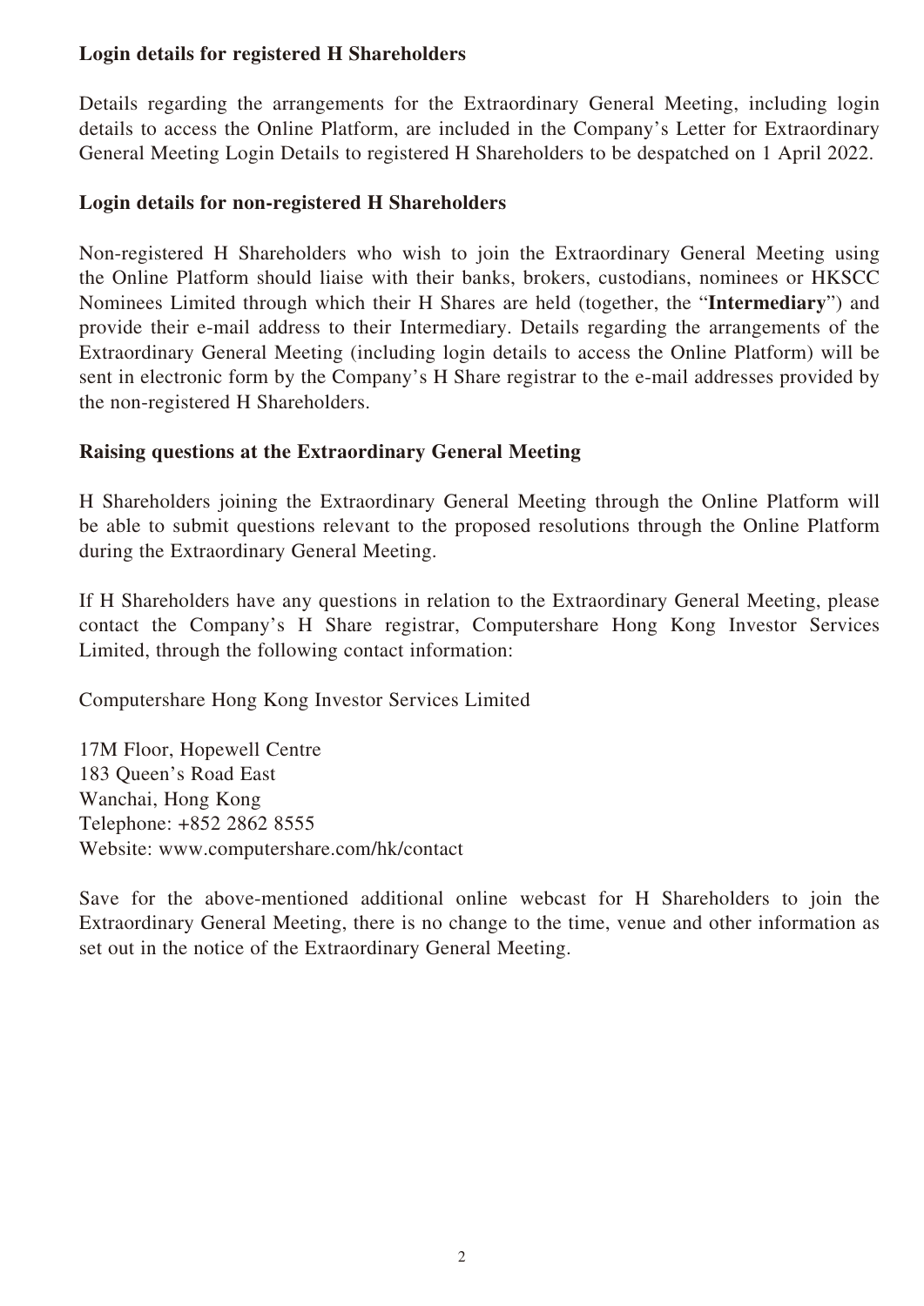**Login details for registered H Shareholders**

Details regarding the arrangements for the Extraordinary General Meeting, including login details to access the Online Platform, are included in the Company's Letter for Extraordinary General Meeting Login Details to registered H Shareholders to be despatched on 1 April 2022.

**Login details for non-registered H Shareholders**

Non-registered H Shareholders who wish to join the Extraordinary General Meeting using the Online Platform should liaise with their banks, brokers, custodians, nominees or HKSCC Nominees Limited through which their H Shares are held (together, the "**Intermediary**") and provide their e-mail address to their Intermediary. Details regarding the arrangements of the Extraordinary General Meeting (including login details to access the Online Platform) will be sent in electronic form by the Company's H Share registrar to the e-mail addresses provided by the non-registered H Shareholders.

**Raising questions at the Extraordinary General Meeting**

H Shareholders joining the Extraordinary General Meeting through the Online Platform will be able to submit questions relevant to the proposed resolutions through the Online Platform during the Extraordinary General Meeting.

If H Shareholders have any questions in relation to the Extraordinary General Meeting, please contact the Company's H Share registrar, Computershare Hong Kong Investor Services Limited, through the following contact information:

Computershare Hong Kong Investor Services Limited

17M Floor, Hopewell Centre
183 Queen's Road East
Wanchai, Hong Kong
Telephone: +852 2862 8555
Website: www.computershare.com/hk/contact

Save for the above-mentioned additional online webcast for H Shareholders to join the Extraordinary General Meeting, there is no change to the time, venue and other information as set out in the notice of the Extraordinary General Meeting.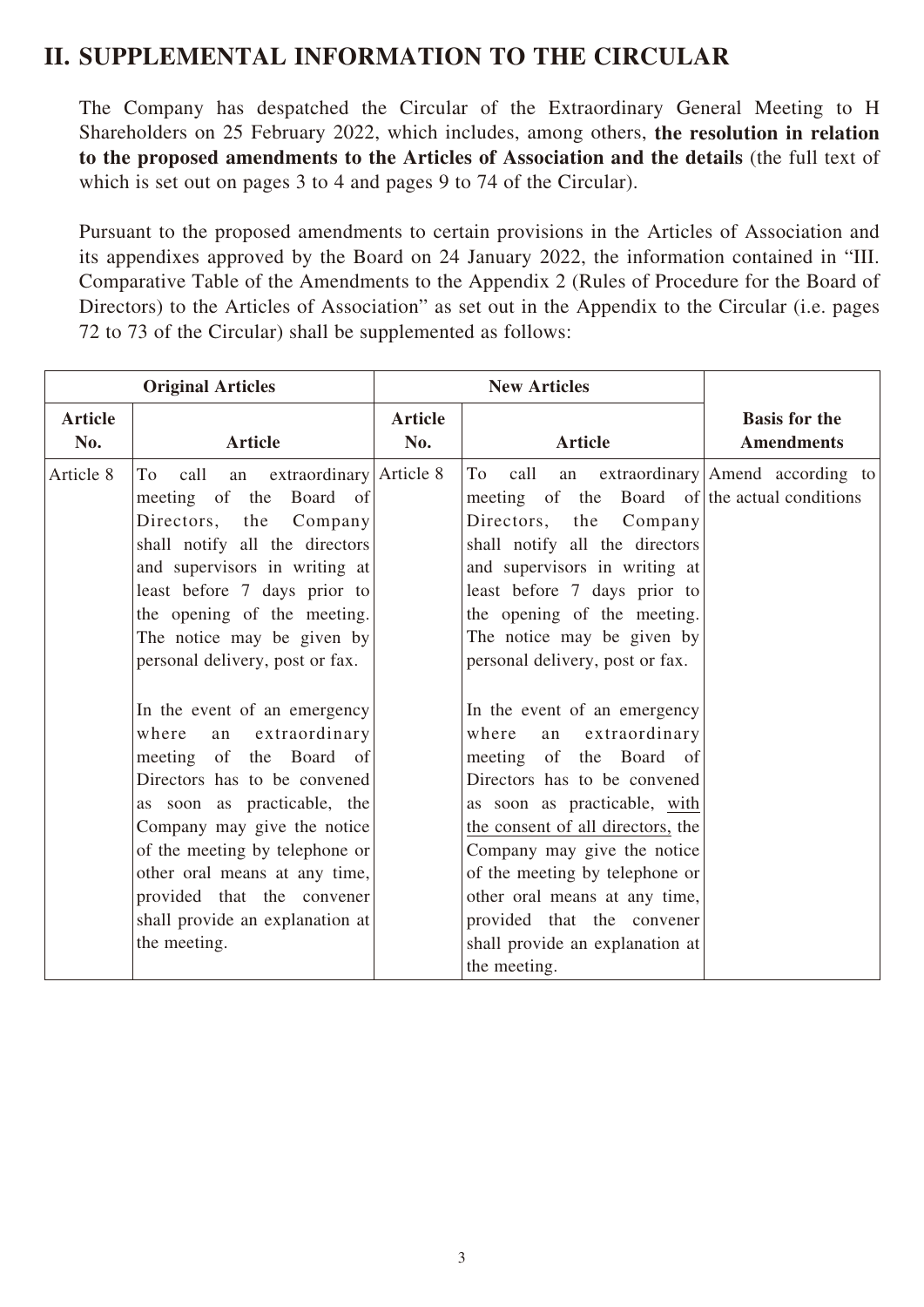## II. SUPPLEMENTAL INFORMATION TO THE CIRCULAR

The Company has despatched the Circular of the Extraordinary General Meeting to H Shareholders on 25 February 2022, which includes, among others, **the resolution in relation to the proposed amendments to the Articles of Association and the details** (the full text of which is set out on pages 3 to 4 and pages 9 to 74 of the Circular).

Pursuant to the proposed amendments to certain provisions in the Articles of Association and its appendixes approved by the Board on 24 January 2022, the information contained in "III. Comparative Table of the Amendments to the Appendix 2 (Rules of Procedure for the Board of Directors) to the Articles of Association" as set out in the Appendix to the Circular (i.e. pages 72 to 73 of the Circular) shall be supplemented as follows:

| **Original Articles** | | **New Articles** | | |
|---|---|---|---|---|
| **Article No.** | **Article** | **Article No.** | **Article** | **Basis for the Amendments** |
| Article 8 | To call an extraordinary meeting of the Board of Directors, the Company shall notify all the directors and supervisors in writing at least before 7 days prior to the opening of the meeting. The notice may be given by personal delivery, post or fax.<br><br>In the event of an emergency where an extraordinary meeting of the Board of Directors has to be convened as soon as practicable, the Company may give the notice of the meeting by telephone or other oral means at any time, provided that the convener shall provide an explanation at the meeting. | Article 8 | To call an extraordinary meeting of the Board of Directors, the Company shall notify all the directors and supervisors in writing at least before 7 days prior to the opening of the meeting. The notice may be given by personal delivery, post or fax.<br><br>In the event of an emergency where an extraordinary meeting of the Board of Directors has to be convened as soon as practicable, <u>with the consent of all directors,</u> the Company may give the notice of the meeting by telephone or other oral means at any time, provided that the convener shall provide an explanation at the meeting. | Amend according to the actual conditions |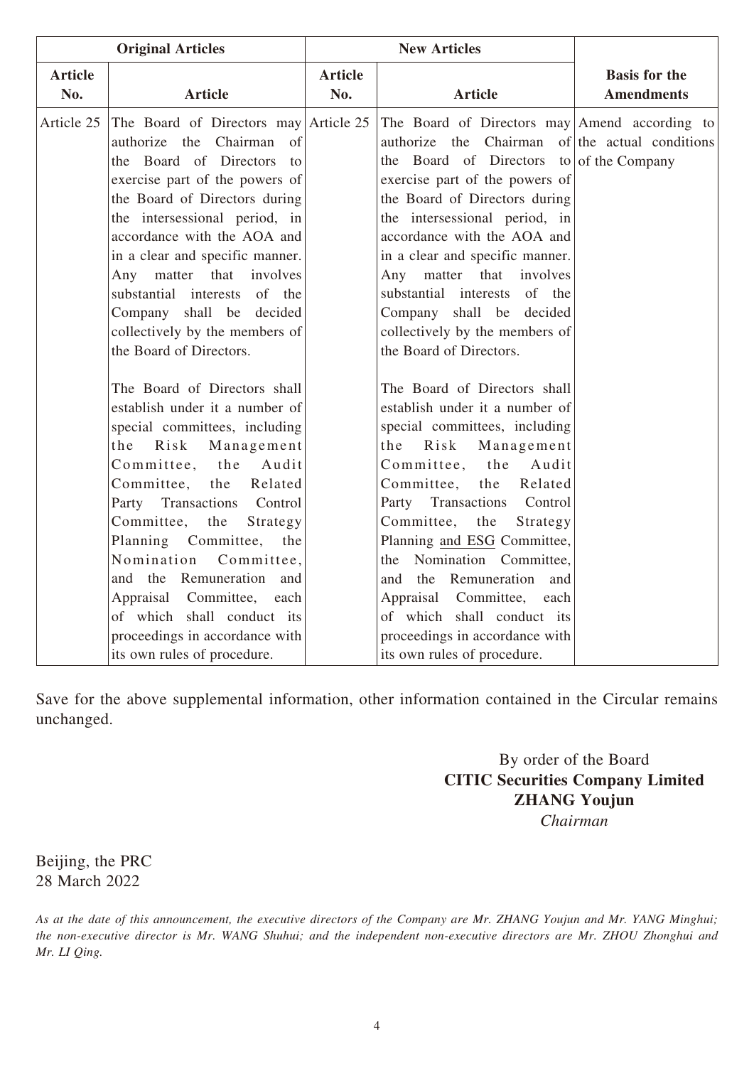| Original Articles | | New Articles | | |
|---|---|---|---|---|
| **Article No.** | **Article** | **Article No.** | **Article** | **Basis for the Amendments** |
| Article 25 | The Board of Directors may authorize the Chairman of the Board of Directors to exercise part of the powers of the Board of Directors during the intersessional period, in accordance with the AOA and in a clear and specific manner. Any matter that involves substantial interests of the Company shall be decided collectively by the members of the Board of Directors.<br><br>The Board of Directors shall establish under it a number of special committees, including the Risk Management Committee, the Audit Committee, the Related Party Transactions Control Committee, the Strategy Planning Committee, the Nomination Committee, and the Remuneration and Appraisal Committee, each of which shall conduct its proceedings in accordance with its own rules of procedure. | Article 25 | The Board of Directors may authorize the Chairman of the Board of Directors to exercise part of the powers of the Board of Directors during the intersessional period, in accordance with the AOA and in a clear and specific manner. Any matter that involves substantial interests of the Company shall be decided collectively by the members of the Board of Directors.<br><br>The Board of Directors shall establish under it a number of special committees, including the Risk Management Committee, the Audit Committee, the Related Party Transactions Control Committee, the Strategy Planning <u>and ESG</u> Committee, the Nomination Committee, and the Remuneration and Appraisal Committee, each of which shall conduct its proceedings in accordance with its own rules of procedure. | Amend according to the actual conditions of the Company |

Save for the above supplemental information, other information contained in the Circular remains unchanged.

By order of the Board
**CITIC Securities Company Limited**
**ZHANG Youjun**
*Chairman*

Beijing, the PRC
28 March 2022

*As at the date of this announcement, the executive directors of the Company are Mr. ZHANG Youjun and Mr. YANG Minghui; the non-executive director is Mr. WANG Shuhui; and the independent non-executive directors are Mr. ZHOU Zhonghui and Mr. LI Qing.*